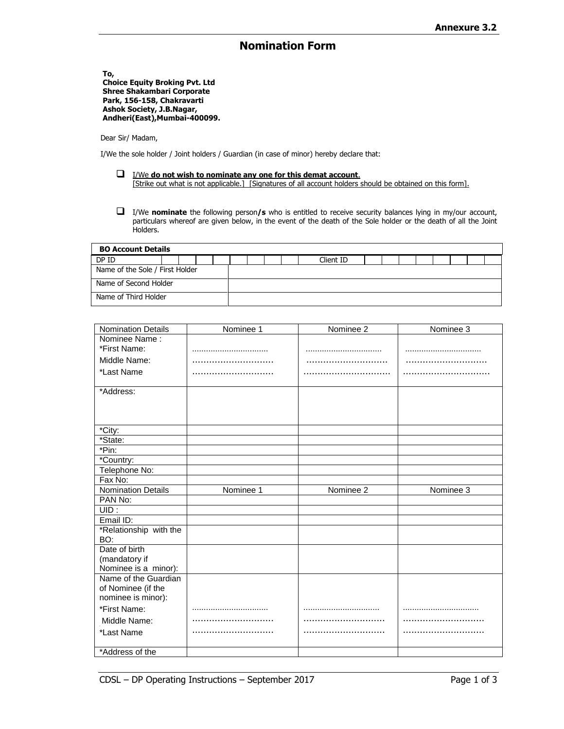**Annexure 3.2**

# Nomination Form

**To,**
**Choice Equity Broking Pvt. Ltd**
**Shree Shakambari Corporate Park, 156-158, Chakravarti Ashok Society, J.B.Nagar, Andheri(East),Mumbai-400099.**

Dear Sir/ Madam,

I/We the sole holder / Joint holders / Guardian (in case of minor) hereby declare that:

- ☐ I/We **do not wish to nominate any one for this demat account**.
  [Strike out what is not applicable.] [Signatures of all account holders should be obtained on this form].

- ☐ I/We **nominate** the following person**/s** who is entitled to receive security balances lying in my/our account, particulars whereof are given below, in the event of the death of the Sole holder or the death of all the Joint Holders.

| **BO Account Details** | | | |
|---|---|---|---|
| DP ID | | Client ID | |
| Name of the Sole / First Holder | | | |
| Name of Second Holder | | | |
| Name of Third Holder | | | |

| Nomination Details | Nominee 1 | Nominee 2 | Nominee 3 |
|---|---|---|---|
| Nominee Name :<br>*First Name:<br>Middle Name:<br>*Last Name | ................................<br>............................<br>............................ | ................................<br>............................<br>.............................. | ................................<br>............................<br>.............................. |
| *Address: | | | |
| *City: | | | |
| *State: | | | |
| *Pin: | | | |
| *Country: | | | |
| Telephone No: | | | |
| Fax No: | | | |
| Nomination Details | Nominee 1 | Nominee 2 | Nominee 3 |
| PAN No: | | | |
| UID : | | | |
| Email ID: | | | |
| *Relationship with the BO: | | | |
| Date of birth (mandatory if Nominee is a minor): | | | |
| Name of the Guardian of Nominee (if the nominee is minor):<br>*First Name:<br>Middle Name:<br>*Last Name | ................................<br>............................<br>............................ | ................................<br>............................<br>............................ | ................................<br>............................<br>............................ |
| *Address of the | | | |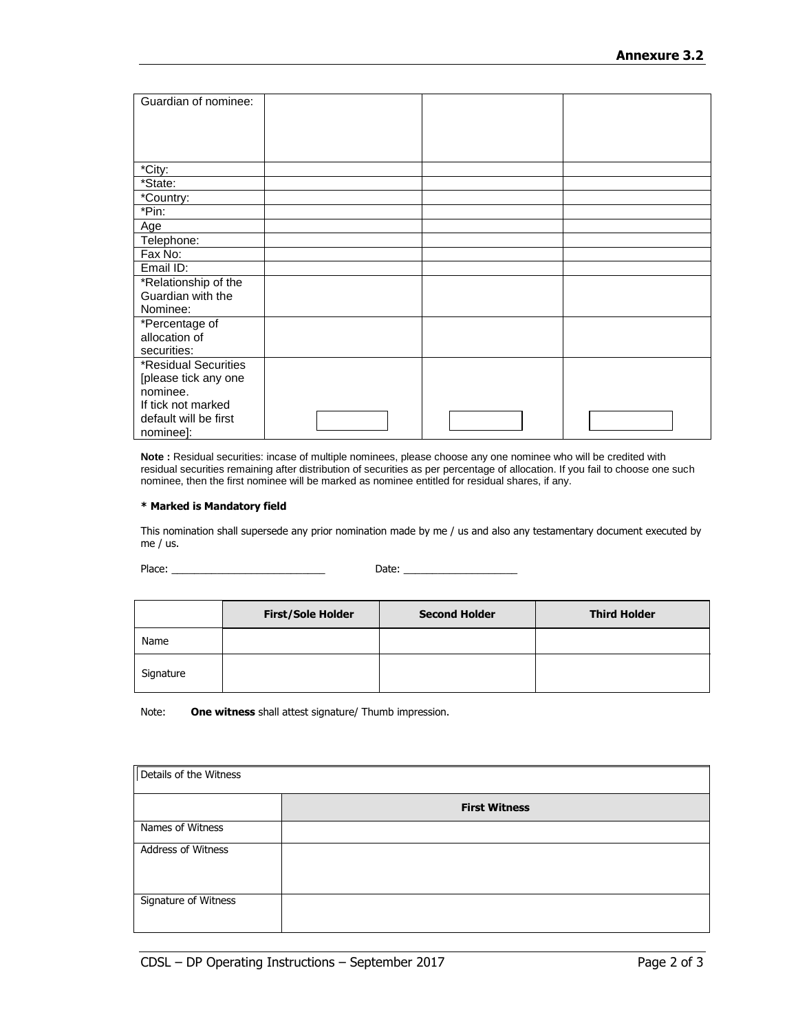Annexure 3.2

| Guardian of nominee: | | | |
|---|---|---|---|
| *City: | | | |
| *State: | | | |
| *Country: | | | |
| *Pin: | | | |
| Age | | | |
| Telephone: | | | |
| Fax No: | | | |
| Email ID: | | | |
| *Relationship of the Guardian with the Nominee: | | | |
| *Percentage of allocation of securities: | | | |
| *Residual Securities [please tick any one nominee. If tick not marked default will be first nominee]: | ☐ | ☐ | ☐ |

**Note :** Residual securities: incase of multiple nominees, please choose any one nominee who will be credited with residual securities remaining after distribution of securities as per percentage of allocation. If you fail to choose one such nominee, then the first nominee will be marked as nominee entitled for residual shares, if any.

**\* Marked is Mandatory field**

This nomination shall supersede any prior nomination made by me / us and also any testamentary document executed by me / us.

Place: ___________________________ Date: ____________________

| | First/Sole Holder | Second Holder | Third Holder |
|---|---|---|---|
| Name | | | |
| Signature | | | |

Note: **One witness** shall attest signature/ Thumb impression.

| Details of the Witness | |
|---|---|
| | **First Witness** |
| Names of Witness | |
| Address of Witness | |
| Signature of Witness | |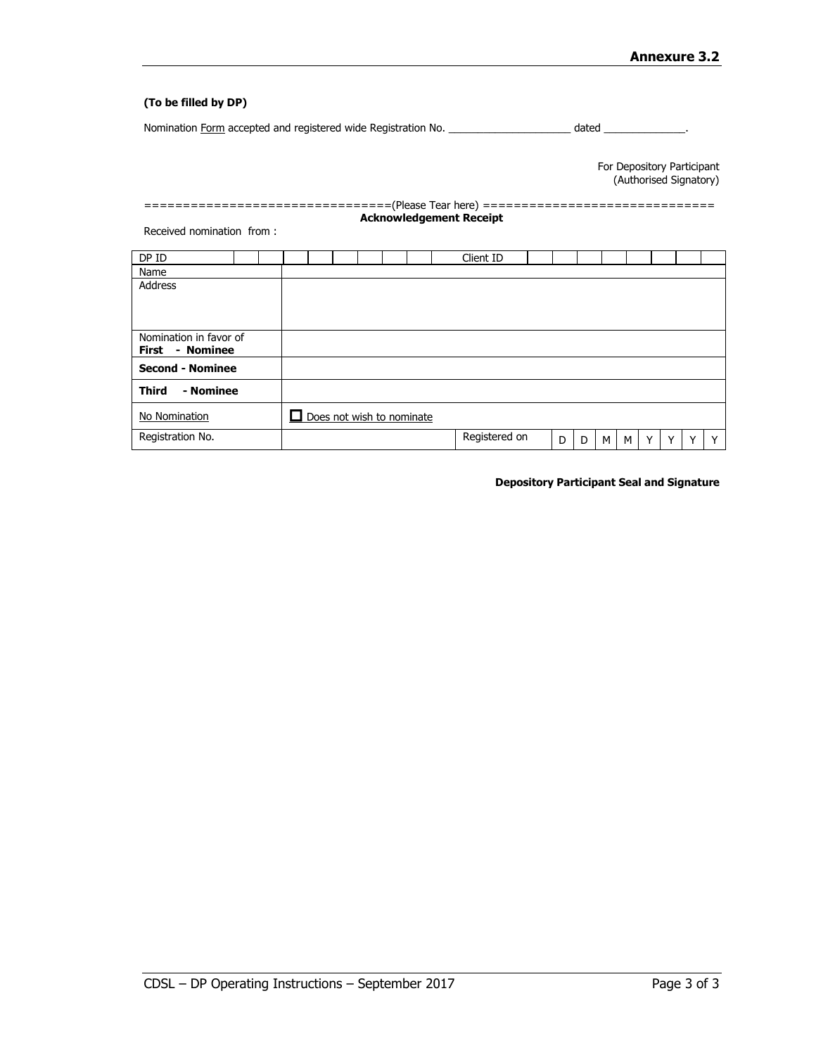**Annexure 3.2**

**(To be filled by DP)**

Nomination Form accepted and registered wide Registration No. ____________________ dated _____________.

For Depository Participant
(Authorised Signatory)

===============================(Please Tear here) =============================

**Acknowledgement Receipt**

Received nomination from :

| | | | | | | | | | | | | | | | | | | | | | | |
|---|---|---|---|---|---|---|---|---|---|---|---|---|---|---|---|---|---|---|---|---|---|---|
| DP ID | | | | | | | | | | Client ID | | | | | | | | | | | | |
| Name | | | | | | | | | | | | | | | | | | | | | | |
| Address | | | | | | | | | | | | | | | | | | | | | | |
| Nomination in favor of **First - Nominee** | | | | | | | | | | | | | | | | | | | | | | |
| **Second - Nominee** | | | | | | | | | | | | | | | | | | | | | | |
| **Third - Nominee** | | | | | | | | | | | | | | | | | | | | | | |
| No Nomination | ☐ Does not wish to nominate | | | | | | | | | | | | | | | | | | | | | |
| Registration No. | | | | | | | | | | Registered on | | D | D | M | M | Y | Y | Y | Y | | | |

**Depository Participant Seal and Signature**